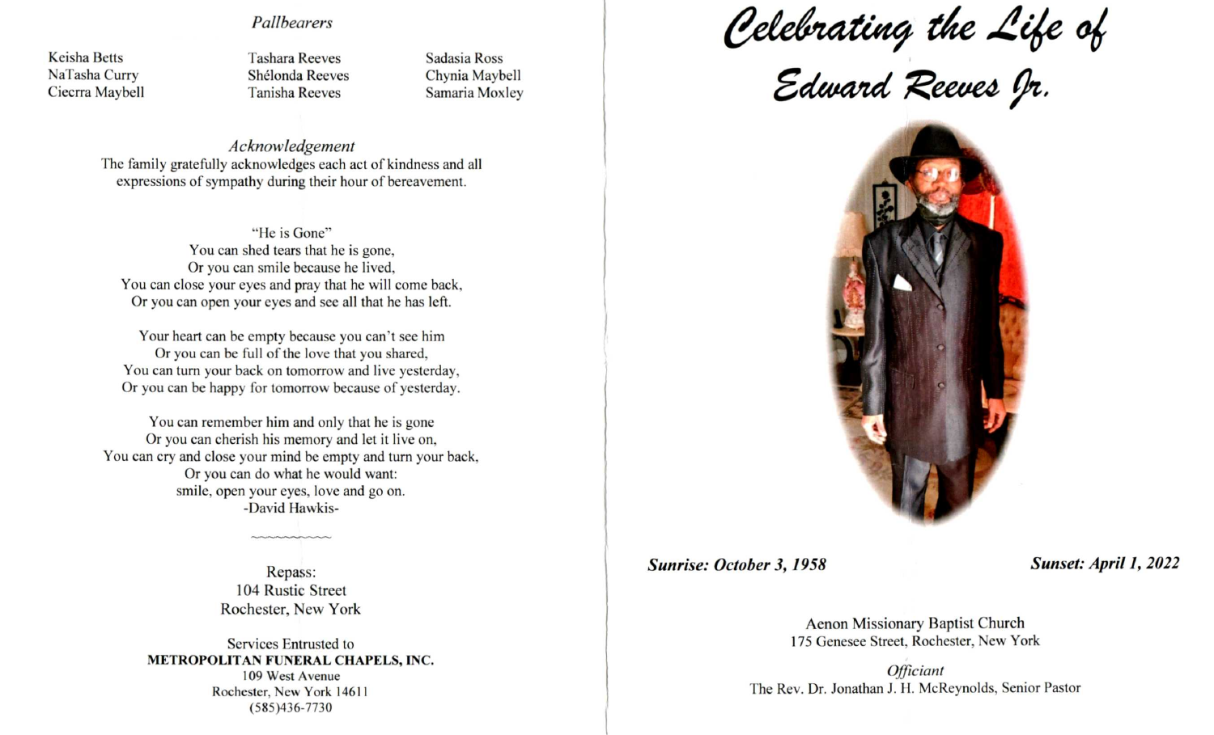*Pallbearers*

Keisha Betts
NaTasha Curry
Ciecrra Maybell
Tashara Reeves
Shélonda Reeves
Tanisha Reeves
Sadasia Ross
Chynia Maybell
Samaria Moxley

*Acknowledgement*

The family gratefully acknowledges each act of kindness and all expressions of sympathy during their hour of bereavement.

"He is Gone"
You can shed tears that he is gone,
Or you can smile because he lived,
You can close your eyes and pray that he will come back,
Or you can open your eyes and see all that he has left.

Your heart can be empty because you can't see him
Or you can be full of the love that you shared,
You can turn your back on tomorrow and live yesterday,
Or you can be happy for tomorrow because of yesterday.

You can remember him and only that he is gone
Or you can cherish his memory and let it live on,
You can cry and close your mind be empty and turn your back,
Or you can do what he would want:
smile, open your eyes, love and go on.
-David Hawkis-

Repass:
104 Rustic Street
Rochester, New York

Services Entrusted to
**METROPOLITAN FUNERAL CHAPELS, INC.**
109 West Avenue
Rochester, New York 14611
(585)436-7730

# Celebrating the Life of Edward Reeves Jr.

***Sunrise: October 3, 1958*** ***Sunset: April 1, 2022***

Aenon Missionary Baptist Church
175 Genesee Street, Rochester, New York

*Officiant*
The Rev. Dr. Jonathan J. H. McReynolds, Senior Pastor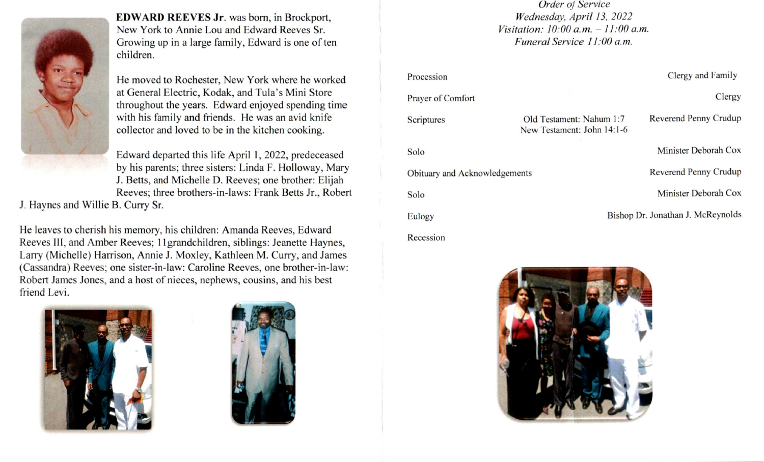**EDWARD REEVES Jr.** was born, in Brockport, New York to Annie Lou and Edward Reeves Sr. Growing up in a large family, Edward is one of ten children.

He moved to Rochester, New York where he worked at General Electric, Kodak, and Tula's Mini Store throughout the years. Edward enjoyed spending time with his family and friends. He was an avid knife collector and loved to be in the kitchen cooking.

Edward departed this life April 1, 2022, predeceased by his parents; three sisters: Linda F. Holloway, Mary J. Betts, and Michelle D. Reeves; one brother: Elijah Reeves; three brothers-in-laws: Frank Betts Jr., Robert J. Haynes and Willie B. Curry Sr.

He leaves to cherish his memory, his children: Amanda Reeves, Edward Reeves III, and Amber Reeves; 11grandchildren, siblings: Jeanette Haynes, Larry (Michelle) Harrison, Annie J. Moxley, Kathleen M. Curry, and James (Cassandra) Reeves; one sister-in-law: Caroline Reeves, one brother-in-law: Robert James Jones, and a host of nieces, nephews, cousins, and his best friend Levi.

*Order of Service*
*Wednesday, April 13, 2022*
*Visitation: 10:00 a.m. – 11:00 a.m.*
*Funeral Service 11:00 a.m.*

| | | |
|---|---|---|
| Procession | | Clergy and Family |
| Prayer of Comfort | | Clergy |
| Scriptures | Old Testament: Nahum 1:7<br>New Testament: John 14:1-6 | Reverend Penny Crudup |
| Solo | | Minister Deborah Cox |
| Obituary and Acknowledgements | | Reverend Penny Crudup |
| Solo | | Minister Deborah Cox |
| Eulogy | | Bishop Dr. Jonathan J. McReynolds |
| Recession | | |